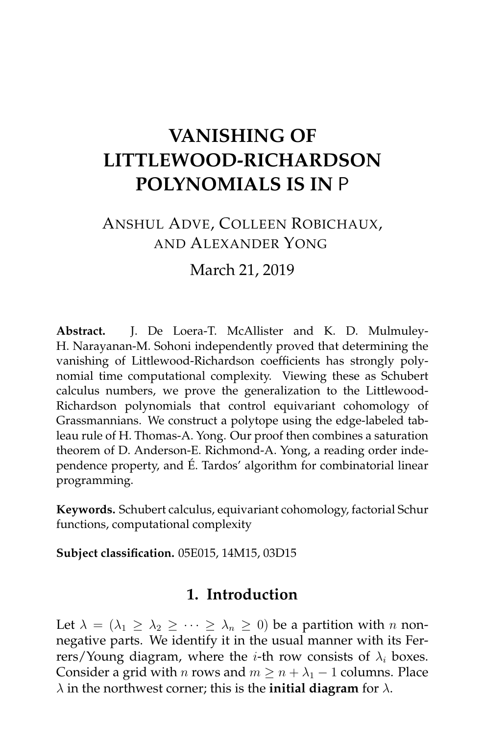# VANISHING OF LITTLEWOOD-RICHARDSON POLYNOMIALS IS IN P

ANSHUL ADVE, COLLEEN ROBICHAUX, AND ALEXANDER YONG

March 21, 2019

**Abstract.** J. De Loera-T. McAllister and K. D. Mulmuley-H. Narayanan-M. Sohoni independently proved that determining the vanishing of Littlewood-Richardson coefficients has strongly polynomial time computational complexity. Viewing these as Schubert calculus numbers, we prove the generalization to the Littlewood-Richardson polynomials that control equivariant cohomology of Grassmannians. We construct a polytope using the edge-labeled tableau rule of H. Thomas-A. Yong. Our proof then combines a saturation theorem of D. Anderson-E. Richmond-A. Yong, a reading order independence property, and É. Tardos' algorithm for combinatorial linear programming.

**Keywords.** Schubert calculus, equivariant cohomology, factorial Schur functions, computational complexity

**Subject classification.** 05E015, 14M15, 03D15

## 1. Introduction

Let $\lambda = (\lambda_1 \geq \lambda_2 \geq \cdots \geq \lambda_n \geq 0)$ be a partition with $n$ nonnegative parts. We identify it in the usual manner with its Ferrers/Young diagram, where the $i$-th row consists of $\lambda_i$ boxes. Consider a grid with $n$ rows and $m \geq n + \lambda_1 - 1$ columns. Place $\lambda$ in the northwest corner; this is the **initial diagram** for $\lambda$.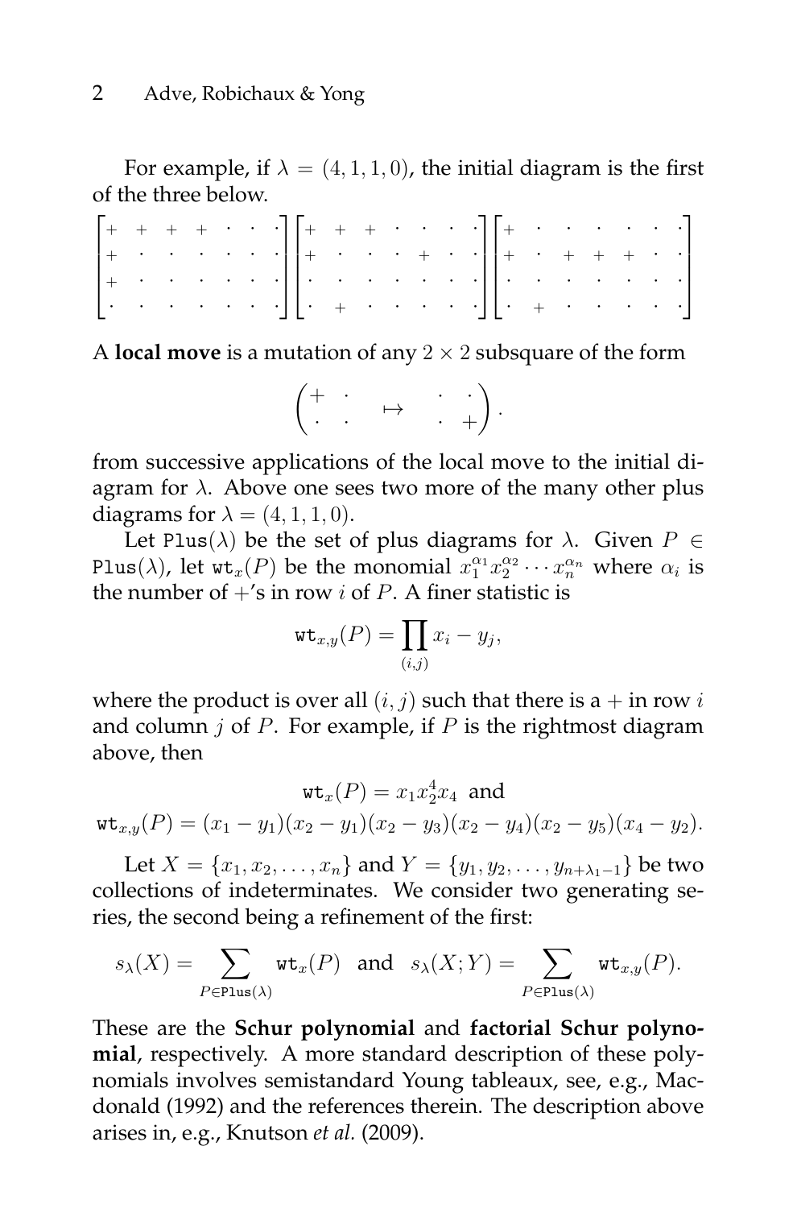For example, if $\lambda = (4, 1, 1, 0)$, the initial diagram is the first of the three below.

$$\begin{bmatrix} + & + & + & + & \cdot & \cdot & \cdot \\ + & \cdot & \cdot & \cdot & \cdot & \cdot & \cdot \\ + & \cdot & \cdot & \cdot & \cdot & \cdot & \cdot \\ \cdot & \cdot & \cdot & \cdot & \cdot & \cdot & \cdot \end{bmatrix} \begin{bmatrix} + & + & + & \cdot & \cdot & \cdot & \cdot \\ + & \cdot & \cdot & \cdot & + & \cdot & \cdot \\ \cdot & \cdot & \cdot & \cdot & \cdot & \cdot & \cdot \\ \cdot & + & \cdot & \cdot & \cdot & \cdot & \cdot \end{bmatrix} \begin{bmatrix} + & \cdot & \cdot & \cdot & \cdot & \cdot & \cdot \\ + & \cdot & + & + & + & \cdot & \cdot \\ \cdot & \cdot & \cdot & \cdot & \cdot & \cdot & \cdot \\ \cdot & + & \cdot & \cdot & \cdot & \cdot & \cdot \end{bmatrix}$$

A **local move** is a mutation of any $2 \times 2$ subsquare of the form

$$\begin{pmatrix} + & \cdot & & \cdot & \cdot \\ \cdot & \cdot & \mapsto & \cdot & + \end{pmatrix}.$$

from successive applications of the local move to the initial diagram for $\lambda$. Above one sees two more of the many other plus diagrams for $\lambda = (4, 1, 1, 0)$.

Let $\texttt{Plus}(\lambda)$ be the set of plus diagrams for $\lambda$. Given $P \in \texttt{Plus}(\lambda)$, let $\texttt{wt}_x(P)$ be the monomial $x_1^{\alpha_1} x_2^{\alpha_2} \cdots x_n^{\alpha_n}$ where $\alpha_i$ is the number of $+$'s in row $i$ of $P$. A finer statistic is

$$\texttt{wt}_{x,y}(P) = \prod_{(i,j)} x_i - y_j,$$

where the product is over all $(i, j)$ such that there is a $+$ in row $i$ and column $j$ of $P$. For example, if $P$ is the rightmost diagram above, then

$$\texttt{wt}_x(P) = x_1 x_2^4 x_4 \text{ and}$$
$$\texttt{wt}_{x,y}(P) = (x_1 - y_1)(x_2 - y_1)(x_2 - y_3)(x_2 - y_4)(x_2 - y_5)(x_4 - y_2).$$

Let $X = \{x_1, x_2, \ldots, x_n\}$ and $Y = \{y_1, y_2, \ldots, y_{n+\lambda_1-1}\}$ be two collections of indeterminates. We consider two generating series, the second being a refinement of the first:

$$s_\lambda(X) = \sum_{P \in \texttt{Plus}(\lambda)} \texttt{wt}_x(P) \quad \text{and} \quad s_\lambda(X; Y) = \sum_{P \in \texttt{Plus}(\lambda)} \texttt{wt}_{x,y}(P).$$

These are the **Schur polynomial** and **factorial Schur polynomial**, respectively. A more standard description of these polynomials involves semistandard Young tableaux, see, e.g., Macdonald (1992) and the references therein. The description above arises in, e.g., Knutson *et al.* (2009).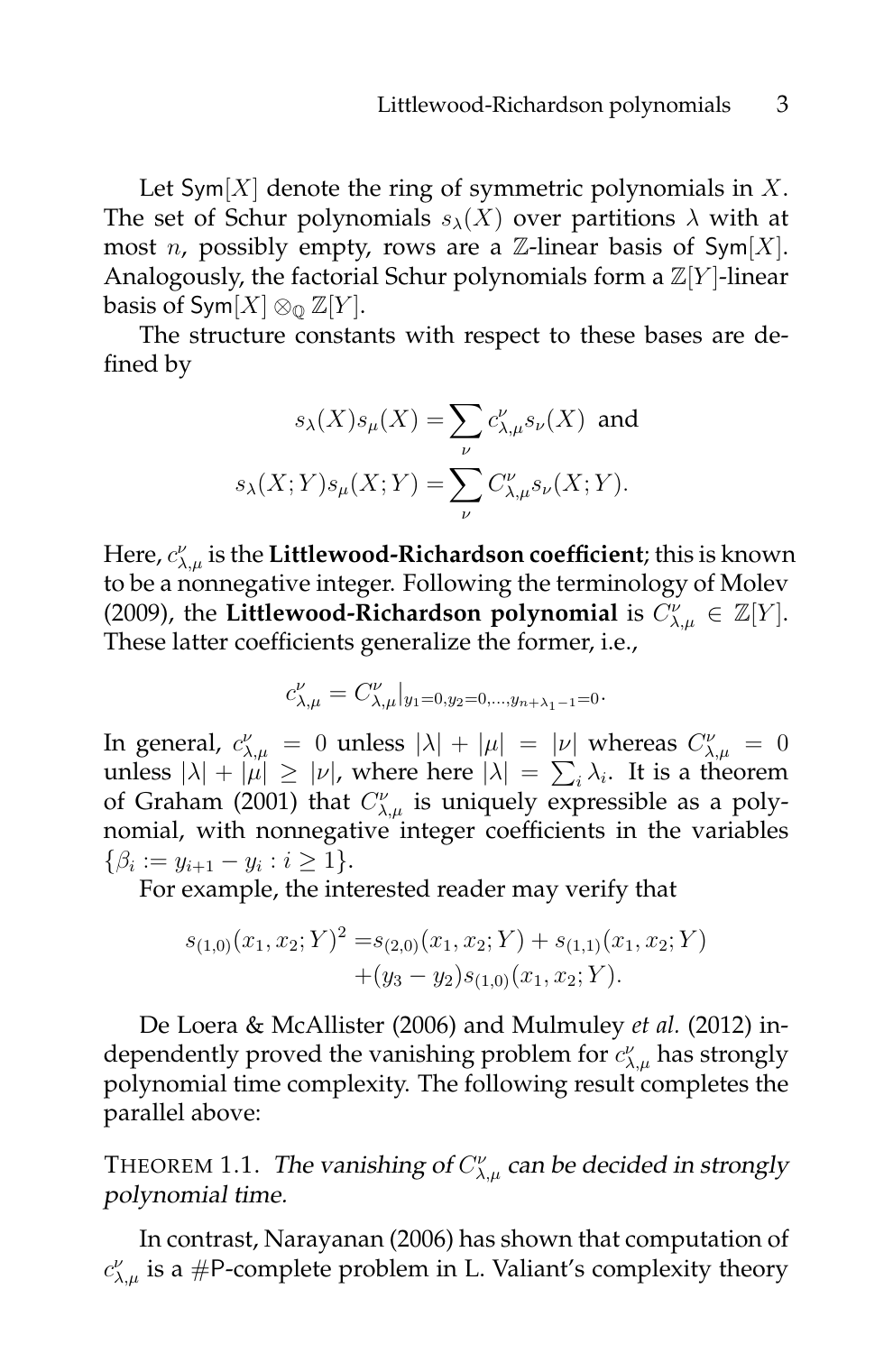Let $\mathsf{Sym}[X]$ denote the ring of symmetric polynomials in $X$. The set of Schur polynomials $s_\lambda(X)$ over partitions $\lambda$ with at most $n$, possibly empty, rows are a $\mathbb{Z}$-linear basis of $\mathsf{Sym}[X]$. Analogously, the factorial Schur polynomials form a $\mathbb{Z}[Y]$-linear basis of $\mathsf{Sym}[X] \otimes_{\mathbb{Q}} \mathbb{Z}[Y]$.

The structure constants with respect to these bases are defined by

$$s_\lambda(X)s_\mu(X) = \sum_\nu c^\nu_{\lambda,\mu} s_\nu(X) \text{ and}$$
$$s_\lambda(X;Y)s_\mu(X;Y) = \sum_\nu C^\nu_{\lambda,\mu} s_\nu(X;Y).$$

Here, $c^\nu_{\lambda,\mu}$ is the **Littlewood-Richardson coefficient**; this is known to be a nonnegative integer. Following the terminology of Molev (2009), the **Littlewood-Richardson polynomial** is $C^\nu_{\lambda,\mu} \in \mathbb{Z}[Y]$. These latter coefficients generalize the former, i.e.,

$$c^\nu_{\lambda,\mu} = C^\nu_{\lambda,\mu}|_{y_1=0,y_2=0,\ldots,y_{n+\lambda_1-1}=0}.$$

In general, $c^\nu_{\lambda,\mu} = 0$ unless $|\lambda| + |\mu| = |\nu|$ whereas $C^\nu_{\lambda,\mu} = 0$ unless $|\lambda| + |\mu| \geq |\nu|$, where here $|\lambda| = \sum_i \lambda_i$. It is a theorem of Graham (2001) that $C^\nu_{\lambda,\mu}$ is uniquely expressible as a polynomial, with nonnegative integer coefficients in the variables $\{\beta_i := y_{i+1} - y_i : i \geq 1\}$.

For example, the interested reader may verify that

$$\begin{aligned} s_{(1,0)}(x_1, x_2; Y)^2 = & s_{(2,0)}(x_1, x_2; Y) + s_{(1,1)}(x_1, x_2; Y) \\ & + (y_3 - y_2)s_{(1,0)}(x_1, x_2; Y). \end{aligned}$$

De Loera & McAllister (2006) and Mulmuley *et al.* (2012) independently proved the vanishing problem for $c^\nu_{\lambda,\mu}$ has strongly polynomial time complexity. The following result completes the parallel above:

THEOREM 1.1. *The vanishing of $C^\nu_{\lambda,\mu}$ can be decided in strongly polynomial time.*

In contrast, Narayanan (2006) has shown that computation of $c^\nu_{\lambda,\mu}$ is a #P-complete problem in L. Valiant's complexity theory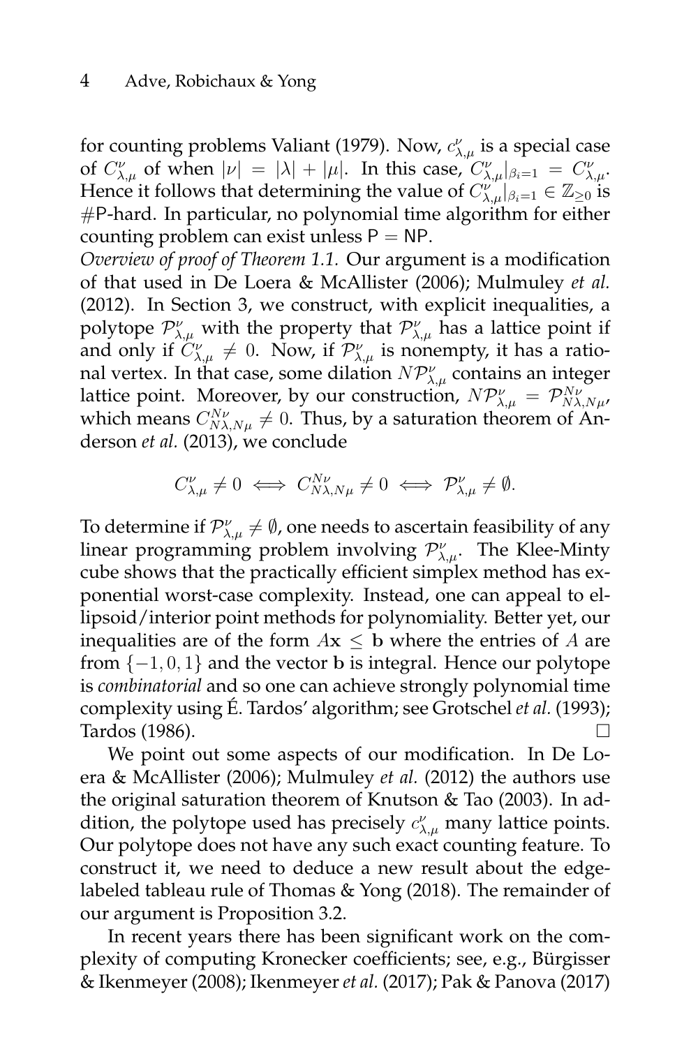for counting problems Valiant (1979). Now, $c_{\lambda,\mu}^{\nu}$ is a special case of $C_{\lambda,\mu}^{\nu}$ of when $|\nu| = |\lambda| + |\mu|$. In this case, $C_{\lambda,\mu}^{\nu}|_{\beta_i=1} = C_{\lambda,\mu}^{\nu}$. Hence it follows that determining the value of $C_{\lambda,\mu}^{\nu}|_{\beta_i=1} \in \mathbb{Z}_{\geq 0}$ is #P-hard. In particular, no polynomial time algorithm for either counting problem can exist unless $\mathsf{P} = \mathsf{NP}$.

*Overview of proof of Theorem 1.1.* Our argument is a modification of that used in De Loera & McAllister (2006); Mulmuley *et al.* (2012). In Section 3, we construct, with explicit inequalities, a polytope $\mathcal{P}_{\lambda,\mu}^{\nu}$ with the property that $\mathcal{P}_{\lambda,\mu}^{\nu}$ has a lattice point if and only if $C_{\lambda,\mu}^{\nu} \neq 0$. Now, if $\mathcal{P}_{\lambda,\mu}^{\nu}$ is nonempty, it has a rational vertex. In that case, some dilation $N\mathcal{P}_{\lambda,\mu}^{\nu}$ contains an integer lattice point. Moreover, by our construction, $N\mathcal{P}_{\lambda,\mu}^{\nu} = \mathcal{P}_{N\lambda,N\mu}^{N\nu}$, which means $C_{N\lambda,N\mu}^{N\nu} \neq 0$. Thus, by a saturation theorem of Anderson *et al.* (2013), we conclude

$$C_{\lambda,\mu}^{\nu} \neq 0 \iff C_{N\lambda,N\mu}^{N\nu} \neq 0 \iff \mathcal{P}_{\lambda,\mu}^{\nu} \neq \emptyset.$$

To determine if $\mathcal{P}_{\lambda,\mu}^{\nu} \neq \emptyset$, one needs to ascertain feasibility of any linear programming problem involving $\mathcal{P}_{\lambda,\mu}^{\nu}$. The Klee-Minty cube shows that the practically efficient simplex method has exponential worst-case complexity. Instead, one can appeal to ellipsoid/interior point methods for polynomiality. Better yet, our inequalities are of the form $A\mathbf{x} \leq \mathbf{b}$ where the entries of $A$ are from $\{-1, 0, 1\}$ and the vector $\mathbf{b}$ is integral. Hence our polytope is *combinatorial* and so one can achieve strongly polynomial time complexity using É. Tardos' algorithm; see Grotschel *et al.* (1993); Tardos (1986). □

We point out some aspects of our modification. In De Loera & McAllister (2006); Mulmuley *et al.* (2012) the authors use the original saturation theorem of Knutson & Tao (2003). In addition, the polytope used has precisely $c_{\lambda,\mu}^{\nu}$ many lattice points. Our polytope does not have any such exact counting feature. To construct it, we need to deduce a new result about the edge-labeled tableau rule of Thomas & Yong (2018). The remainder of our argument is Proposition 3.2.

In recent years there has been significant work on the complexity of computing Kronecker coefficients; see, e.g., Bürgisser & Ikenmeyer (2008); Ikenmeyer *et al.* (2017); Pak & Panova (2017)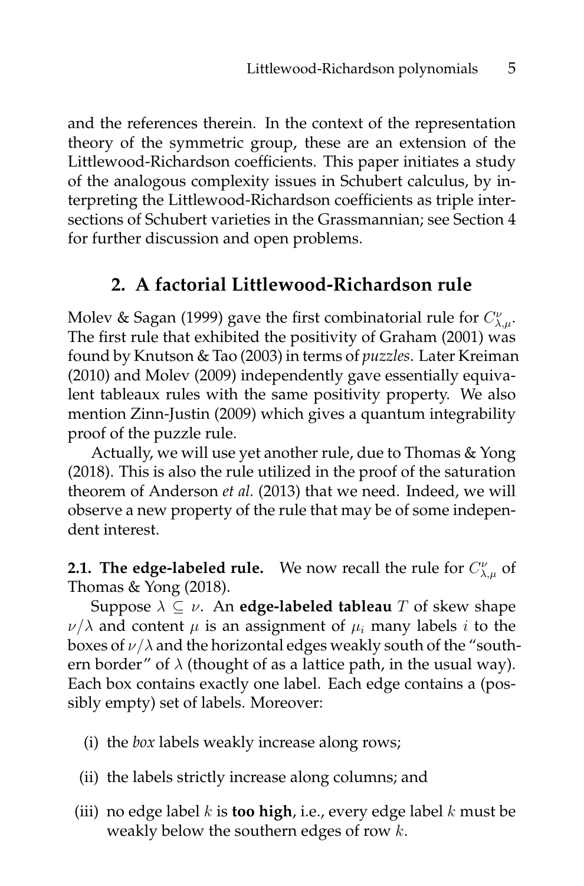and the references therein. In the context of the representation theory of the symmetric group, these are an extension of the Littlewood-Richardson coefficients. This paper initiates a study of the analogous complexity issues in Schubert calculus, by interpreting the Littlewood-Richardson coefficients as triple intersections of Schubert varieties in the Grassmannian; see Section 4 for further discussion and open problems.

## 2. A factorial Littlewood-Richardson rule

Molev & Sagan (1999) gave the first combinatorial rule for $C_{\lambda,\mu}^{\nu}$. The first rule that exhibited the positivity of Graham (2001) was found by Knutson & Tao (2003) in terms of *puzzles*. Later Kreiman (2010) and Molev (2009) independently gave essentially equivalent tableaux rules with the same positivity property. We also mention Zinn-Justin (2009) which gives a quantum integrability proof of the puzzle rule.

Actually, we will use yet another rule, due to Thomas & Yong (2018). This is also the rule utilized in the proof of the saturation theorem of Anderson *et al.* (2013) that we need. Indeed, we will observe a new property of the rule that may be of some independent interest.

**2.1. The edge-labeled rule.** We now recall the rule for $C_{\lambda,\mu}^{\nu}$ of Thomas & Yong (2018).

Suppose $\lambda \subseteq \nu$. An **edge-labeled tableau** $T$ of skew shape $\nu/\lambda$ and content $\mu$ is an assignment of $\mu_i$ many labels $i$ to the boxes of $\nu/\lambda$ and the horizontal edges weakly south of the "southern border" of $\lambda$ (thought of as a lattice path, in the usual way). Each box contains exactly one label. Each edge contains a (possibly empty) set of labels. Moreover:

(i) the *box* labels weakly increase along rows;

(ii) the labels strictly increase along columns; and

(iii) no edge label $k$ is **too high**, i.e., every edge label $k$ must be weakly below the southern edges of row $k$.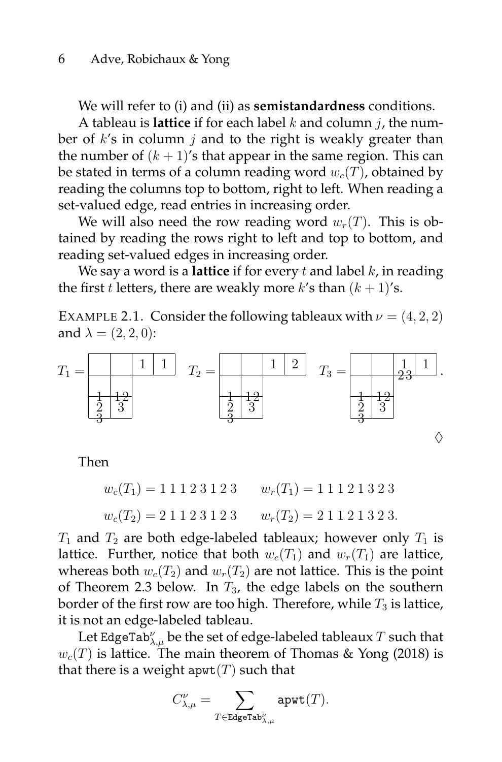We will refer to (i) and (ii) as **semistandardness** conditions.

A tableau is **lattice** if for each label $k$ and column $j$, the number of $k$'s in column $j$ and to the right is weakly greater than the number of $(k+1)$'s that appear in the same region. This can be stated in terms of a column reading word $w_c(T)$, obtained by reading the columns top to bottom, right to left. When reading a set-valued edge, read entries in increasing order.

We will also need the row reading word $w_r(T)$. This is obtained by reading the rows right to left and top to bottom, and reading set-valued edges in increasing order.

We say a word is a **lattice** if for every $t$ and label $k$, in reading the first $t$ letters, there are weakly more $k$'s than $(k+1)$'s.

EXAMPLE 2.1. Consider the following tableaux with $\nu = (4, 2, 2)$ and $\lambda = (2, 2, 0)$:

$T_1 =$ (first row: empty, empty, 1, 1; second row: edge label 1 above first box, edge label 12 above second box; box entries 2 and 3; edge label 3 below first box)

$T_2 =$ (first row: empty, empty, 1, 2; second row: edge label 1 above first box, edge label 12 above second box; box entries 2 and 3; edge label 3 below first box)

$T_3 =$ (first row: empty, empty, 1, 1, with edge label 23 below the third box; second row: edge label 1 above first box, edge label 12 above second box; box entries 2 and 3; edge label 3 below first box).

◊

Then

$$w_c(T_1) = 1\ 1\ 1\ 2\ 3\ 1\ 2\ 3 \qquad w_r(T_1) = 1\ 1\ 1\ 2\ 1\ 3\ 2\ 3$$

$$w_c(T_2) = 2\ 1\ 1\ 2\ 3\ 1\ 2\ 3 \qquad w_r(T_2) = 2\ 1\ 1\ 2\ 1\ 3\ 2\ 3.$$

$T_1$ and $T_2$ are both edge-labeled tableaux; however only $T_1$ is lattice. Further, notice that both $w_c(T_1)$ and $w_r(T_1)$ are lattice, whereas both $w_c(T_2)$ and $w_r(T_2)$ are not lattice. This is the point of Theorem 2.3 below. In $T_3$, the edge labels on the southern border of the first row are too high. Therefore, while $T_3$ is lattice, it is not an edge-labeled tableau.

Let $\texttt{EdgeTab}^{\nu}_{\lambda,\mu}$ be the set of edge-labeled tableaux $T$ such that $w_c(T)$ is lattice. The main theorem of Thomas & Yong (2018) is that there is a weight $\texttt{apwt}(T)$ such that

$$C^{\nu}_{\lambda,\mu} = \sum_{T \in \texttt{EdgeTab}^{\nu}_{\lambda,\mu}} \texttt{apwt}(T).$$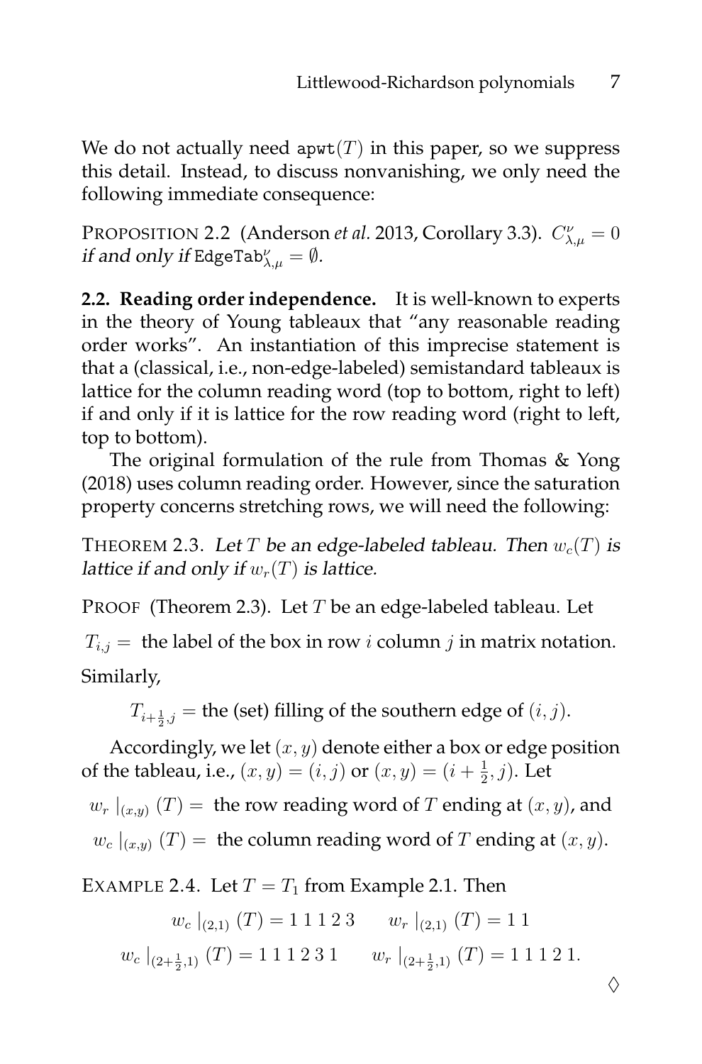We do not actually need $\mathtt{apwt}(T)$ in this paper, so we suppress this detail. Instead, to discuss nonvanishing, we only need the following immediate consequence:

PROPOSITION 2.2 (Anderson *et al.* 2013, Corollary 3.3). *$C^{\nu}_{\lambda,\mu} = 0$ if and only if $\mathtt{EdgeTab}^{\nu}_{\lambda,\mu} = \emptyset$.*

**2.2. Reading order independence.** It is well-known to experts in the theory of Young tableaux that "any reasonable reading order works". An instantiation of this imprecise statement is that a (classical, i.e., non-edge-labeled) semistandard tableaux is lattice for the column reading word (top to bottom, right to left) if and only if it is lattice for the row reading word (right to left, top to bottom).

The original formulation of the rule from Thomas & Yong (2018) uses column reading order. However, since the saturation property concerns stretching rows, we will need the following:

THEOREM 2.3. *Let $T$ be an edge-labeled tableau. Then $w_c(T)$ is lattice if and only if $w_r(T)$ is lattice.*

PROOF (Theorem 2.3). Let $T$ be an edge-labeled tableau. Let

$T_{i,j} =$ the label of the box in row $i$ column $j$ in matrix notation.

Similarly,

$$T_{i+\frac{1}{2},j} = \text{the (set) filling of the southern edge of } (i,j).$$

Accordingly, we let $(x,y)$ denote either a box or edge position of the tableau, i.e., $(x,y) = (i,j)$ or $(x,y) = (i+\frac{1}{2},j)$. Let

$w_r \mid_{(x,y)} (T) =$ the row reading word of $T$ ending at $(x,y)$, and

$w_c \mid_{(x,y)} (T) =$ the column reading word of $T$ ending at $(x,y)$.

EXAMPLE 2.4. Let $T = T_1$ from Example 2.1. Then

$$w_c \mid_{(2,1)} (T) = 1\ 1\ 1\ 2\ 3 \qquad w_r \mid_{(2,1)} (T) = 1\ 1$$

$$w_c \mid_{(2+\frac{1}{2},1)} (T) = 1\ 1\ 1\ 2\ 3\ 1 \qquad w_r \mid_{(2+\frac{1}{2},1)} (T) = 1\ 1\ 1\ 2\ 1.$$

$\diamondsuit$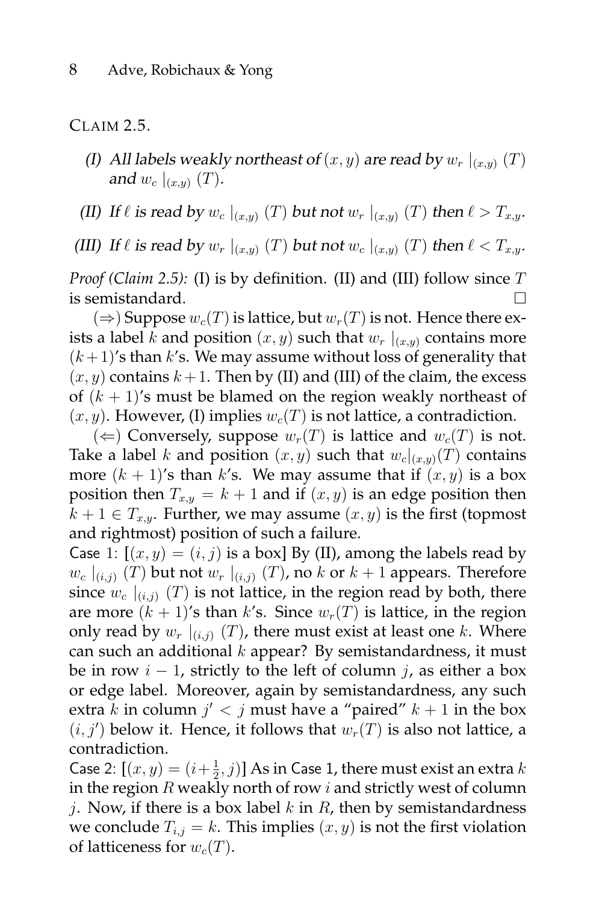CLAIM 2.5.

*(I) All labels weakly northeast of $(x, y)$ are read by $w_r \mid_{(x,y)} (T)$ and $w_c \mid_{(x,y)} (T)$.*

*(II) If $\ell$ is read by $w_c \mid_{(x,y)} (T)$ but not $w_r \mid_{(x,y)} (T)$ then $\ell > T_{x,y}$.*

*(III) If $\ell$ is read by $w_r \mid_{(x,y)} (T)$ but not $w_c \mid_{(x,y)} (T)$ then $\ell < T_{x,y}$.*

*Proof (Claim 2.5):* (I) is by definition. (II) and (III) follow since $T$ is semistandard. □

($\Rightarrow$) Suppose $w_c(T)$ is lattice, but $w_r(T)$ is not. Hence there exists a label $k$ and position $(x, y)$ such that $w_r \mid_{(x,y)}$ contains more $(k+1)$'s than $k$'s. We may assume without loss of generality that $(x, y)$ contains $k+1$. Then by (II) and (III) of the claim, the excess of $(k+1)$'s must be blamed on the region weakly northeast of $(x, y)$. However, (I) implies $w_c(T)$ is not lattice, a contradiction.

($\Leftarrow$) Conversely, suppose $w_r(T)$ is lattice and $w_c(T)$ is not. Take a label $k$ and position $(x, y)$ such that $w_c|_{(x,y)}(T)$ contains more $(k+1)$'s than $k$'s. We assume that if $(x, y)$ is a box position then $T_{x,y} = k+1$ and if $(x, y)$ is an edge position then $k+1 \in T_{x,y}$. Further, we may assume $(x, y)$ is the first (topmost and rightmost) position of such a failure.

Case 1: [$(x, y) = (i, j)$ is a box] By (II), among the labels read by $w_c \mid_{(i,j)} (T)$ but not $w_r \mid_{(i,j)} (T)$, no $k$ or $k+1$ appears. Therefore since $w_c \mid_{(i,j)} (T)$ is not lattice, in the region read by both, there are more $(k+1)$'s than $k$'s. Since $w_r(T)$ is lattice, in the region only read by $w_r \mid_{(i,j)} (T)$, there must exist at least one $k$. Where can such an additional $k$ appear? By semistandardness, it must be in row $i-1$, strictly to the left of column $j$, as either a box or edge label. Moreover, again by semistandardness, any such extra $k$ in column $j' < j$ must have a "paired" $k+1$ in the box $(i, j')$ below it. Hence, it follows that $w_r(T)$ is also not lattice, a contradiction.

Case 2: [$(x, y) = (i+\frac{1}{2}, j)$] As in Case 1, there must exist an extra $k$ in the region $R$ weakly north of row $i$ and strictly west of column $j$. Now, if there is a box label $k$ in $R$, then by semistandardness we conclude $T_{i,j} = k$. This implies $(x, y)$ is not the first violation of latticeness for $w_c(T)$.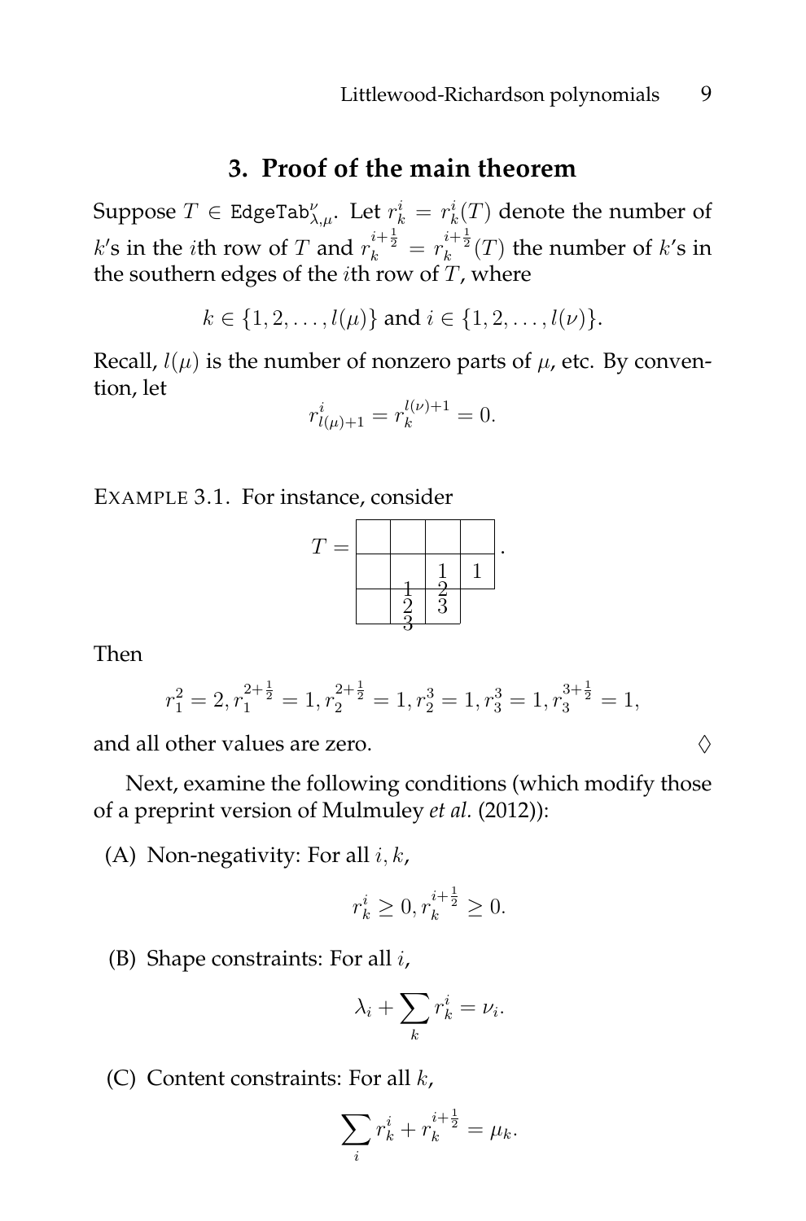## 3. Proof of the main theorem

Suppose $T \in \texttt{EdgeTab}^{\nu}_{\lambda,\mu}$. Let $r^i_k = r^i_k(T)$ denote the number of $k$'s in the $i$th row of $T$ and $r^{i+\frac{1}{2}}_k = r^{i+\frac{1}{2}}_k(T)$ the number of $k$'s in the southern edges of the $i$th row of $T$, where

$$k \in \{1, 2, \ldots, l(\mu)\} \text{ and } i \in \{1, 2, \ldots, l(\nu)\}.$$

Recall, $l(\mu)$ is the number of nonzero parts of $\mu$, etc. By convention, let

$$r^i_{l(\mu)+1} = r^{l(\nu)+1}_k = 0.$$

EXAMPLE 3.1. For instance, consider

| | | | |
|---|---|---|---|
| | | | |
| | | $1$ (edge: $2$) | $1$ |
| | (edge: $1$) $2$ (edge: $3$) | $3$ | |

$T =$ (the tableau above).

Then

$$r^2_1 = 2, r^{2+\frac{1}{2}}_1 = 1, r^{2+\frac{1}{2}}_2 = 1, r^3_2 = 1, r^3_3 = 1, r^{3+\frac{1}{2}}_3 = 1,$$

and all other values are zero. $\diamondsuit$

Next, examine the following conditions (which modify those of a preprint version of Mulmuley *et al.* (2012)):

(A) Non-negativity: For all $i, k$,

$$r^i_k \geq 0, r^{i+\frac{1}{2}}_k \geq 0.$$

(B) Shape constraints: For all $i$,

$$\lambda_i + \sum_k r^i_k = \nu_i.$$

(C) Content constraints: For all $k$,

$$\sum_i r^i_k + r^{i+\frac{1}{2}}_k = \mu_k.$$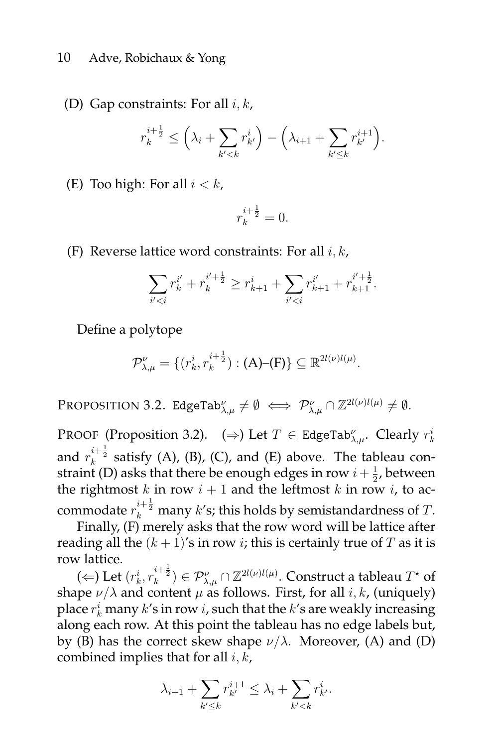(D) Gap constraints: For all $i, k$,

$$r_k^{i+\frac{1}{2}} \leq \Big(\lambda_i + \sum_{k'<k} r_{k'}^i\Big) - \Big(\lambda_{i+1} + \sum_{k' \leq k} r_{k'}^{i+1}\Big).$$

(E) Too high: For all $i < k$,

$$r_k^{i+\frac{1}{2}} = 0.$$

(F) Reverse lattice word constraints: For all $i, k$,

$$\sum_{i'<i} r_k^{i'} + r_k^{i'+\frac{1}{2}} \geq r_{k+1}^i + \sum_{i'<i} r_{k+1}^{i'} + r_{k+1}^{i'+\frac{1}{2}}.$$

Define a polytope

$$\mathcal{P}_{\lambda,\mu}^{\nu} = \{(r_k^i, r_k^{i+\frac{1}{2}}) : \text{(A)–(F)}\} \subseteq \mathbb{R}^{2l(\nu)l(\mu)}.$$

PROPOSITION 3.2. $\texttt{EdgeTab}_{\lambda,\mu}^{\nu} \neq \emptyset \iff \mathcal{P}_{\lambda,\mu}^{\nu} \cap \mathbb{Z}^{2l(\nu)l(\mu)} \neq \emptyset$.

PROOF (Proposition 3.2). ($\Rightarrow$) Let $T \in \texttt{EdgeTab}_{\lambda,\mu}^{\nu}$. Clearly $r_k^i$ and $r_k^{i+\frac{1}{2}}$ satisfy (A), (B), (C), and (E) above. The tableau constraint (D) asks that there be enough edges in row $i + \frac{1}{2}$, between the rightmost $k$ in row $i+1$ and the leftmost $k$ in row $i$, to accommodate $r_k^{i+\frac{1}{2}}$ many $k$'s; this holds by semistandardness of $T$.

Finally, (F) merely asks that the row word will be lattice after reading all the $(k+1)$'s in row $i$; this is certainly true of $T$ as it is row lattice.

($\Leftarrow$) Let $(r_k^i, r_k^{i+\frac{1}{2}}) \in \mathcal{P}_{\lambda,\mu}^{\nu} \cap \mathbb{Z}^{2l(\nu)l(\mu)}$. Construct a tableau $T^\star$ of shape $\nu/\lambda$ and content $\mu$ as follows. First, for all $i, k$, (uniquely) place $r_k^i$ many $k$'s in row $i$, such that the $k$'s are weakly increasing along each row. At this point the tableau has no edge labels but, by (B) has the correct skew shape $\nu/\lambda$. Moreover, (A) and (D) combined implies that for all $i, k$,

$$\lambda_{i+1} + \sum_{k' \leq k} r_{k'}^{i+1} \leq \lambda_i + \sum_{k'<k} r_{k'}^i.$$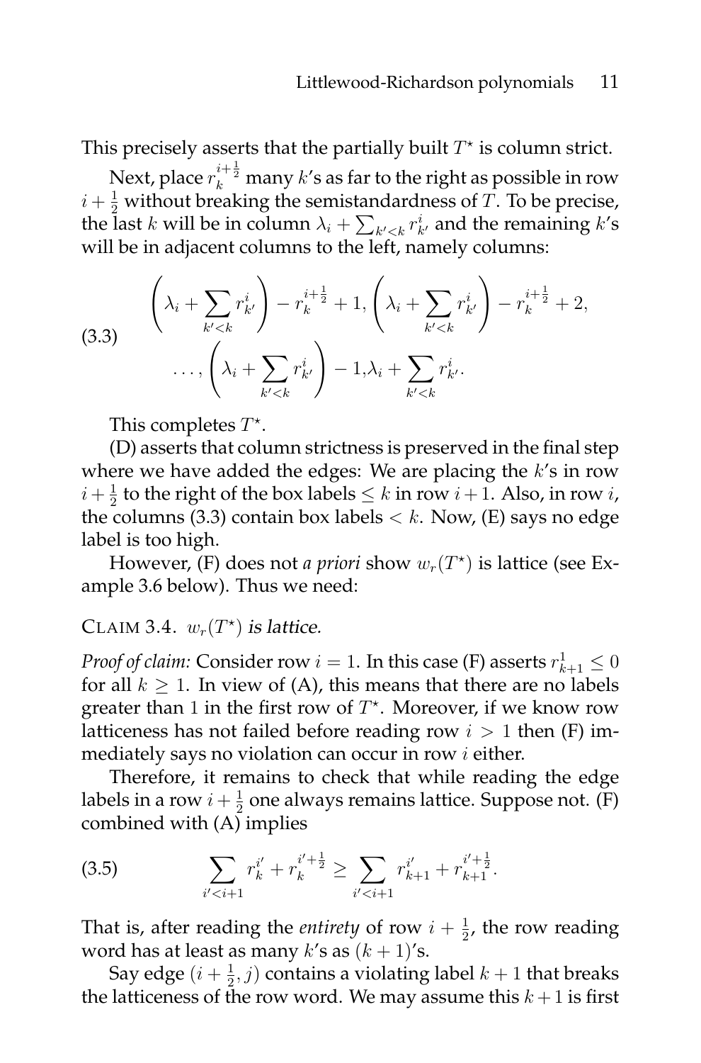This precisely asserts that the partially built $T^\star$ is column strict.

Next, place $r_k^{i+\frac{1}{2}}$ many $k$'s as far to the right as possible in row $i+\frac{1}{2}$ without breaking the semistandardness of $T$. To be precise, the last $k$ will be in column $\lambda_i + \sum_{k'<k} r_{k'}^i$ and the remaining $k$'s will be in adjacent columns to the left, namely columns:

$$\left(\lambda_i + \sum_{k'<k} r_{k'}^i\right) - r_k^{i+\frac{1}{2}} + 1, \left(\lambda_i + \sum_{k'<k} r_{k'}^i\right) - r_k^{i+\frac{1}{2}} + 2, \ldots, \left(\lambda_i + \sum_{k'<k} r_{k'}^i\right) - 1, \lambda_i + \sum_{k'<k} r_{k'}^i. \tag{3.3}$$

This completes $T^\star$.

(D) asserts that column strictness is preserved in the final step where we have added the edges: We are placing the $k$'s in row $i+\frac{1}{2}$ to the right of the box labels $\leq k$ in row $i+1$. Also, in row $i$, the columns (3.3) contain box labels $< k$. Now, (E) says no edge label is too high.

However, (F) does not *a priori* show $w_r(T^\star)$ is lattice (see Example 3.6 below). Thus we need:

CLAIM 3.4. *$w_r(T^\star)$ is lattice.*

*Proof of claim:* Consider row $i = 1$. In this case (F) asserts $r_{k+1}^1 \leq 0$ for all $k \geq 1$. In view of (A), this means that there are no labels greater than 1 in the first row of $T^\star$. Moreover, if we know row latticeness has not failed before reading row $i > 1$ then (F) immediately says no violation can occur in row $i$ either.

Therefore, it remains to check that while reading the edge labels in a row $i+\frac{1}{2}$ one always remains lattice. Suppose not. (F) combined with (A) implies

$$\sum_{i'<i+1} r_k^{i'} + r_k^{i'+\frac{1}{2}} \geq \sum_{i'<i+1} r_{k+1}^{i'} + r_{k+1}^{i'+\frac{1}{2}}. \tag{3.5}$$

That is, after reading the *entirety* of row $i+\frac{1}{2}$, the row reading word has at least as many $k$'s as $(k+1)$'s.

Say edge $(i+\frac{1}{2}, j)$ contains a violating label $k+1$ that breaks the latticeness of the row word. We may assume this $k+1$ is first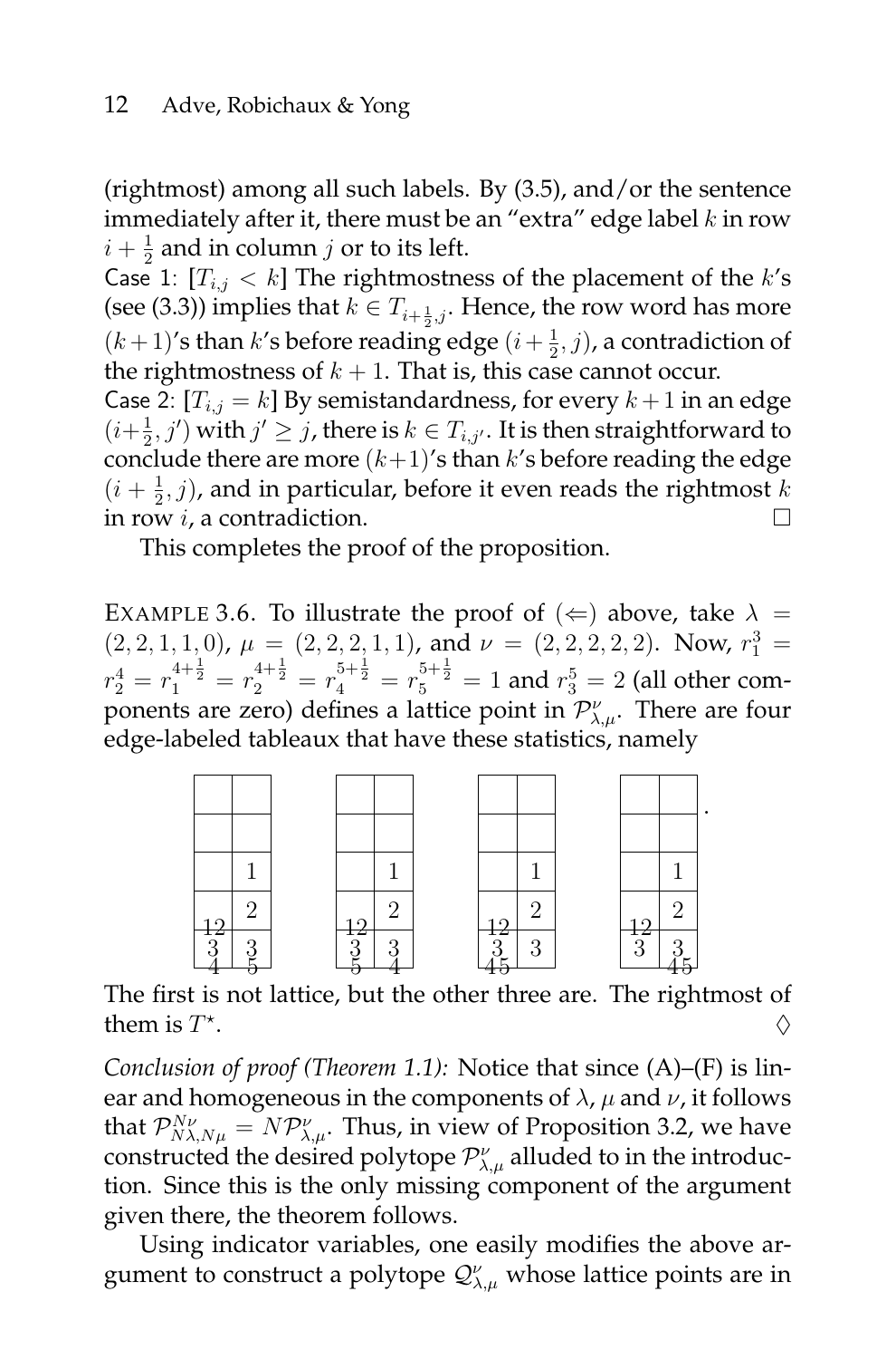(rightmost) among all such labels. By (3.5), and/or the sentence immediately after it, there must be an "extra" edge label $k$ in row $i+\frac{1}{2}$ and in column $j$ or to its left.

Case 1: $[T_{i,j} < k]$ The rightmostness of the placement of the $k$'s (see (3.3)) implies that $k \in T_{i+\frac{1}{2},j}$. Hence, the row word has more $(k+1)$'s than $k$'s before reading edge $(i+\frac{1}{2}, j)$, a contradiction of the rightmostness of $k+1$. That is, this case cannot occur.

Case 2: $[T_{i,j} = k]$ By semistandardness, for every $k+1$ in an edge $(i+\frac{1}{2}, j')$ with $j' \geq j$, there is $k \in T_{i,j'}$. It is then straightforward to conclude there are more $(k+1)$'s than $k$'s before reading the edge $(i+\frac{1}{2}, j)$, and in particular, before it even reads the rightmost $k$ in row $i$, a contradiction. □

This completes the proof of the proposition.

EXAMPLE 3.6. To illustrate the proof of $(\Leftarrow)$ above, take $\lambda = (2,2,1,1,0)$, $\mu = (2,2,2,1,1)$, and $\nu = (2,2,2,2,2)$. Now, $r_1^3 = r_2^4 = r_1^{4+\frac{1}{2}} = r_2^{4+\frac{1}{2}} = r_4^{5+\frac{1}{2}} = r_5^{5+\frac{1}{2}} = 1$ and $r_3^5 = 2$ (all other components are zero) defines a lattice point in $\mathcal{P}_{\lambda,\mu}^{\nu}$. There are four edge-labeled tableaux that have these statistics, namely

| | |
|---|---|
| | |
| | |
| | 1 |
| | 2 |
| 3 (top edge: 12; bottom edge: 4) | 3 (bottom edge: 5) |

| | |
|---|---|
| | |
| | |
| | 1 |
| | 2 |
| 3 (top edge: 12; bottom edge: 5) | 3 (bottom edge: 4) |

| | |
|---|---|
| | |
| | |
| | 1 |
| | 2 |
| 3 (top edge: 12; bottom edge: 45) | 3 |

| | |
|---|---|
| | |
| | |
| | 1 |
| | 2 |
| 3 (top edge: 12) | 3 (bottom edge: 45) |

The first is not lattice, but the other three are. The rightmost of them is $T^{\star}$. ♢

*Conclusion of proof (Theorem 1.1):* Notice that since (A)–(F) is linear and homogeneous in the components of $\lambda$, $\mu$ and $\nu$, it follows that $\mathcal{P}_{N\lambda,N\mu}^{N\nu} = N\mathcal{P}_{\lambda,\mu}^{\nu}$. Thus, in view of Proposition 3.2, we have constructed the desired polytope $\mathcal{P}_{\lambda,\mu}^{\nu}$ alluded to in the introduction. Since this is the only missing component of the argument given there, the theorem follows.

Using indicator variables, one easily modifies the above argument to construct a polytope $\mathcal{Q}_{\lambda,\mu}^{\nu}$ whose lattice points are in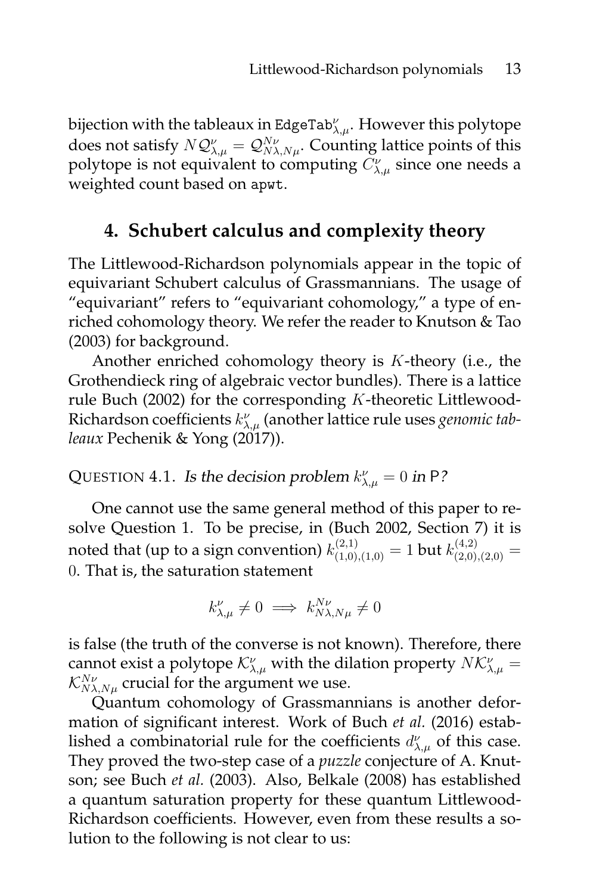bijection with the tableaux in `EdgeTab`$^{\nu}_{\lambda,\mu}$. However this polytope does not satisfy $N\mathcal{Q}^{\nu}_{\lambda,\mu} = \mathcal{Q}^{N\nu}_{N\lambda,N\mu}$. Counting lattice points of this polytope is not equivalent to computing $C^{\nu}_{\lambda,\mu}$ since one needs a weighted count based on `apwt`.

## 4. Schubert calculus and complexity theory

The Littlewood-Richardson polynomials appear in the topic of equivariant Schubert calculus of Grassmannians. The usage of "equivariant" refers to "equivariant cohomology," a type of enriched cohomology theory. We refer the reader to Knutson & Tao (2003) for background.

Another enriched cohomology theory is $K$-theory (i.e., the Grothendieck ring of algebraic vector bundles). There is a lattice rule Buch (2002) for the corresponding $K$-theoretic Littlewood-Richardson coefficients $k^{\nu}_{\lambda,\mu}$ (another lattice rule uses *genomic tableaux* Pechenik & Yong (2017)).

QUESTION 4.1. *Is the decision problem $k^{\nu}_{\lambda,\mu} = 0$ in* P*?*

One cannot use the same general method of this paper to resolve Question 1. To be precise, in (Buch 2002, Section 7) it is noted that (up to a sign convention) $k^{(2,1)}_{(1,0),(1,0)} = 1$ but $k^{(4,2)}_{(2,0),(2,0)} = 0$. That is, the saturation statement

$$k^{\nu}_{\lambda,\mu} \neq 0 \implies k^{N\nu}_{N\lambda,N\mu} \neq 0$$

is false (the truth of the converse is not known). Therefore, there cannot exist a polytope $\mathcal{K}^{\nu}_{\lambda,\mu}$ with the dilation property $N\mathcal{K}^{\nu}_{\lambda,\mu} = \mathcal{K}^{N\nu}_{N\lambda,N\mu}$ crucial for the argument we use.

Quantum cohomology of Grassmannians is another deformation of significant interest. Work of Buch *et al.* (2016) established a combinatorial rule for the coefficients $d^{\nu}_{\lambda,\mu}$ of this case. They proved the two-step case of a *puzzle* conjecture of A. Knutson; see Buch *et al.* (2003). Also, Belkale (2008) has established a quantum saturation property for these quantum Littlewood-Richardson coefficients. However, even from these results a solution to the following is not clear to us: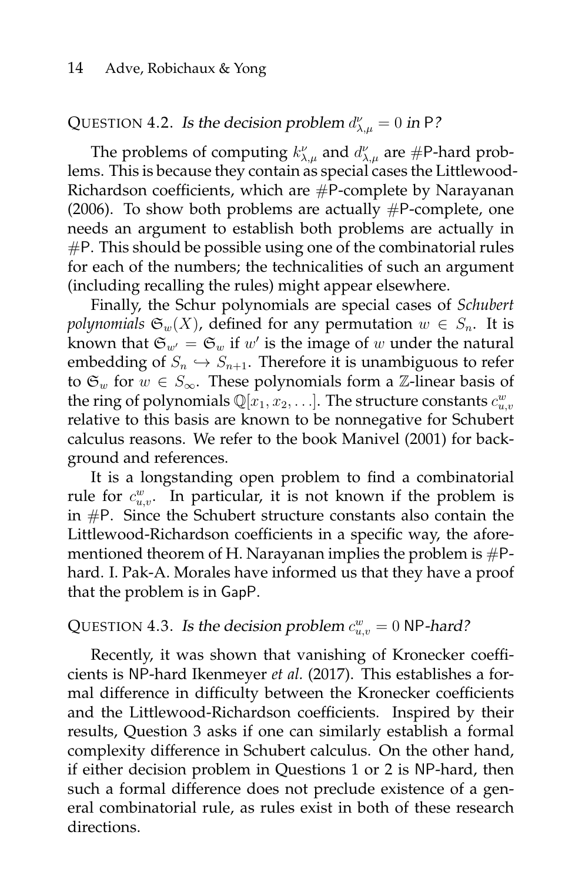Question 4.2. *Is the decision problem $d^{\nu}_{\lambda,\mu} = 0$ in* P*?*

The problems of computing $k^{\nu}_{\lambda,\mu}$ and $d^{\nu}_{\lambda,\mu}$ are #P-hard problems. This is because they contain as special cases the Littlewood-Richardson coefficients, which are #P-complete by Narayanan (2006). To show both problems are actually #P-complete, one needs an argument to establish both problems are actually in #P. This should be possible using one of the combinatorial rules for each of the numbers; the technicalities of such an argument (including recalling the rules) might appear elsewhere.

Finally, the Schur polynomials are special cases of *Schubert polynomials* $\mathfrak{S}_w(X)$, defined for any permutation $w \in S_n$. It is known that $\mathfrak{S}_{w'} = \mathfrak{S}_w$ if $w'$ is the image of $w$ under the natural embedding of $S_n \hookrightarrow S_{n+1}$. Therefore it is unambiguous to refer to $\mathfrak{S}_w$ for $w \in S_\infty$. These polynomials form a $\mathbb{Z}$-linear basis of the ring of polynomials $\mathbb{Q}[x_1, x_2, \ldots]$. The structure constants $c^{w}_{u,v}$ relative to this basis are known to be nonnegative for Schubert calculus reasons. We refer to the book Manivel (2001) for background and references.

It is a longstanding open problem to find a combinatorial rule for $c^{w}_{u,v}$. In particular, it is not known if the problem is in #P. Since the Schubert structure constants also contain the Littlewood-Richardson coefficients in a specific way, the aforementioned theorem of H. Narayanan implies the problem is #P-hard. I. Pak-A. Morales have informed us that they have a proof that the problem is in GapP.

Question 4.3. *Is the decision problem $c^{w}_{u,v} = 0$* NP*-hard?*

Recently, it was shown that vanishing of Kronecker coefficients is NP-hard Ikenmeyer *et al.* (2017). This establishes a formal difference in difficulty between the Kronecker coefficients and the Littlewood-Richardson coefficients. Inspired by their results, Question 3 asks if one can similarly establish a formal complexity difference in Schubert calculus. On the other hand, if either decision problem in Questions 1 or 2 is NP-hard, then such a formal difference does not preclude existence of a general combinatorial rule, as rules exist in both of these research directions.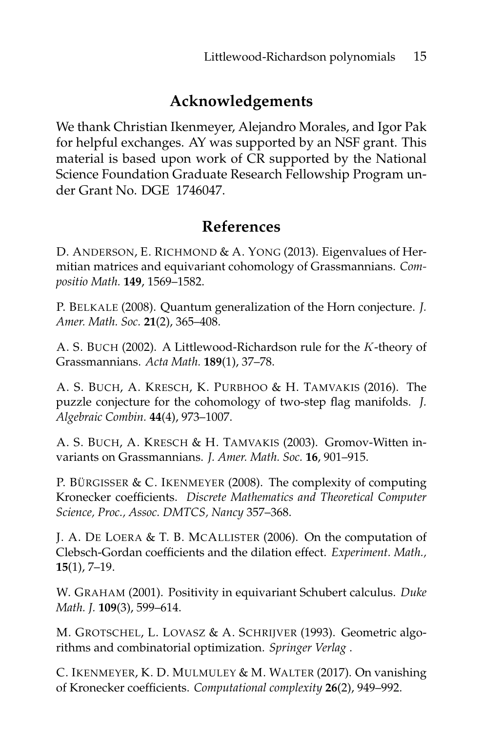## Acknowledgements

We thank Christian Ikenmeyer, Alejandro Morales, and Igor Pak for helpful exchanges. AY was supported by an NSF grant. This material is based upon work of CR supported by the National Science Foundation Graduate Research Fellowship Program under Grant No. DGE 1746047.

## References

D. ANDERSON, E. RICHMOND & A. YONG (2013). Eigenvalues of Hermitian matrices and equivariant cohomology of Grassmannians. *Compositio Math.* **149**, 1569–1582.

P. BELKALE (2008). Quantum generalization of the Horn conjecture. *J. Amer. Math. Soc.* **21**(2), 365–408.

A. S. BUCH (2002). A Littlewood-Richardson rule for the $K$-theory of Grassmannians. *Acta Math.* **189**(1), 37–78.

A. S. BUCH, A. KRESCH, K. PURBHOO & H. TAMVAKIS (2016). The puzzle conjecture for the cohomology of two-step flag manifolds. *J. Algebraic Combin.* **44**(4), 973–1007.

A. S. BUCH, A. KRESCH & H. TAMVAKIS (2003). Gromov-Witten invariants on Grassmannians. *J. Amer. Math. Soc.* **16**, 901–915.

P. BÜRGISSER & C. IKENMEYER (2008). The complexity of computing Kronecker coefficients. *Discrete Mathematics and Theoretical Computer Science, Proc., Assoc. DMTCS, Nancy* 357–368.

J. A. DE LOERA & T. B. MCALLISTER (2006). On the computation of Clebsch-Gordan coefficients and the dilation effect. *Experiment. Math.,* **15**(1), 7–19.

W. GRAHAM (2001). Positivity in equivariant Schubert calculus. *Duke Math. J.* **109**(3), 599–614.

M. GROTSCHEL, L. LOVASZ & A. SCHRIJVER (1993). Geometric algorithms and combinatorial optimization. *Springer Verlag* .

C. IKENMEYER, K. D. MULMULEY & M. WALTER (2017). On vanishing of Kronecker coefficients. *Computational complexity* **26**(2), 949–992.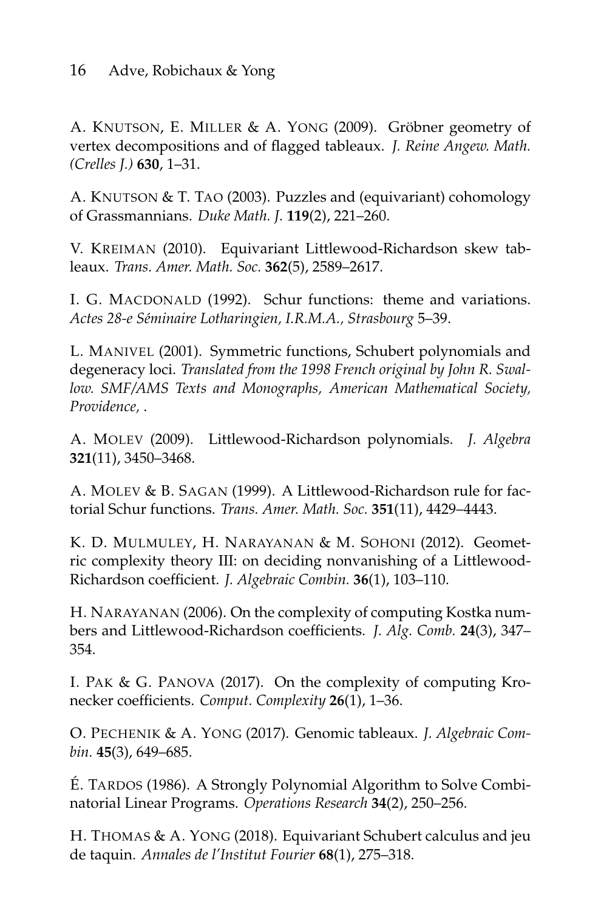A. KNUTSON, E. MILLER & A. YONG (2009). Gröbner geometry of vertex decompositions and of flagged tableaux. *J. Reine Angew. Math. (Crelles J.)* **630**, 1–31.

A. KNUTSON & T. TAO (2003). Puzzles and (equivariant) cohomology of Grassmannians. *Duke Math. J.* **119**(2), 221–260.

V. KREIMAN (2010). Equivariant Littlewood-Richardson skew tableaux. *Trans. Amer. Math. Soc.* **362**(5), 2589–2617.

I. G. MACDONALD (1992). Schur functions: theme and variations. *Actes 28-e Séminaire Lotharingien, I.R.M.A., Strasbourg* 5–39.

L. MANIVEL (2001). Symmetric functions, Schubert polynomials and degeneracy loci. *Translated from the 1998 French original by John R. Swallow. SMF/AMS Texts and Monographs, American Mathematical Society, Providence, .*

A. MOLEV (2009). Littlewood-Richardson polynomials. *J. Algebra* **321**(11), 3450–3468.

A. MOLEV & B. SAGAN (1999). A Littlewood-Richardson rule for factorial Schur functions. *Trans. Amer. Math. Soc.* **351**(11), 4429–4443.

K. D. MULMULEY, H. NARAYANAN & M. SOHONI (2012). Geometric complexity theory III: on deciding nonvanishing of a Littlewood-Richardson coefficient. *J. Algebraic Combin.* **36**(1), 103–110.

H. NARAYANAN (2006). On the complexity of computing Kostka numbers and Littlewood-Richardson coefficients. *J. Alg. Comb.* **24**(3), 347–354.

I. PAK & G. PANOVA (2017). On the complexity of computing Kronecker coefficients. *Comput. Complexity* **26**(1), 1–36.

O. PECHENIK & A. YONG (2017). Genomic tableaux. *J. Algebraic Combin.* **45**(3), 649–685.

É. TARDOS (1986). A Strongly Polynomial Algorithm to Solve Combinatorial Linear Programs. *Operations Research* **34**(2), 250–256.

H. THOMAS & A. YONG (2018). Equivariant Schubert calculus and jeu de taquin. *Annales de l'Institut Fourier* **68**(1), 275–318.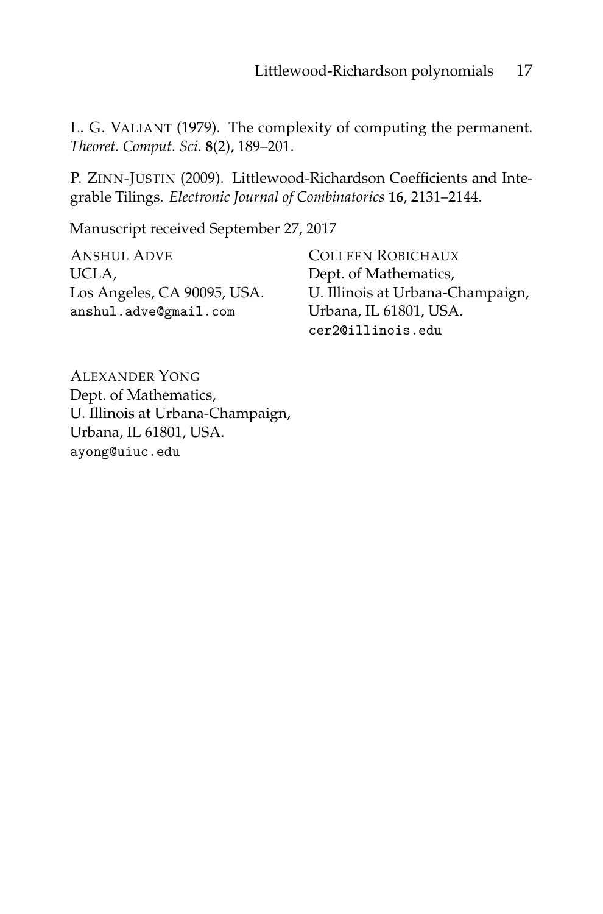L. G. VALIANT (1979). The complexity of computing the permanent. *Theoret. Comput. Sci.* **8**(2), 189–201.

P. ZINN-JUSTIN (2009). Littlewood-Richardson Coefficients and Integrable Tilings. *Electronic Journal of Combinatorics* **16**, 2131–2144.

Manuscript received September 27, 2017

ANSHUL ADVE
UCLA,
Los Angeles, CA 90095, USA.
anshul.adve@gmail.com

COLLEEN ROBICHAUX
Dept. of Mathematics,
U. Illinois at Urbana-Champaign,
Urbana, IL 61801, USA.
cer2@illinois.edu

ALEXANDER YONG
Dept. of Mathematics,
U. Illinois at Urbana-Champaign,
Urbana, IL 61801, USA.
ayong@uiuc.edu